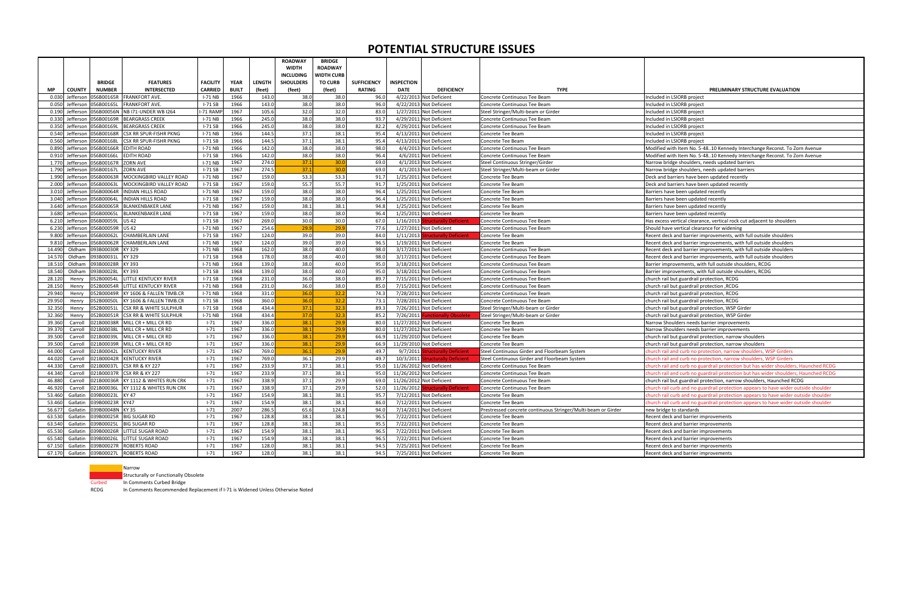# POTENTIAL STRUCTURE ISSUES

| MP | COUNTY | BRIDGE NUMBER | FEATURES INTERSECTED | FACILITY CARRIED | YEAR BUILT | LENGTH (feet) | ROADWAY WIDTH INCLUDING SHOULDERS (feet) | BRIDGE ROADWAY WIDTH CURB TO CURB (feet) | SUFFICIENCY RATING | INSPECTION DATE | DEFICIENCY | TYPE | PRELIMINARY STRUCTURE EVALUATION |
|---|---|---|---|---|---|---|---|---|---|---|---|---|---|
| 0.030 | Jefferson | 056B00165R | FRANKFORT AVE. | I-71 NB | 1966 | 143.0 | 38.0 | 38.0 | 96.0 | 4/22/2013 | Not Deficient | Concrete Continuous Tee Beam | Included in LSIORB project |
| 0.050 | Jefferson | 056B00165L | FRANKFORT AVE. | I-71 SB | 1966 | 143.0 | 38.0 | 38.0 | 96.0 | 4/22/2013 | Not Deficient | Concrete Continuous Tee Beam | Included in LSIORB project |
| 0.190 | Jefferson | 056B00056N | NB I71-UNDER WB I264 | I-71 RAMP | 1967 | 105.6 | 32.0 | 32.0 | 83.0 | 1/27/2011 | Not Deficient | Steel Stringer/Multi-beam or Girder | Included in LSIORB project |
| 0.330 | Jefferson | 056B00169R | BEARGRASS CREEK | I-71 NB | 1966 | 245.0 | 38.0 | 38.0 | 93.7 | 4/29/2011 | Not Deficient | Concrete Continuous Tee Beam | Included in LSIORB project |
| 0.350 | Jefferson | 056B00169L | BEARGRASS CREEK | I-71 SB | 1966 | 245.0 | 38.0 | 38.0 | 82.2 | 4/29/2011 | Not Deficient | Concrete Continuous Tee Beam | Included in LSIORB project |
| 0.540 | Jefferson | 056B00168R | CSX RR SPUR-FISHR PKNG | I-71 NB | 1966 | 144.5 | 37.1 | 38.1 | 95.4 | 4/13/2011 | Not Deficient | Concrete Tee Beam | Included in LSIORB project |
| 0.560 | Jefferson | 056B00168L | CSX RR SPUR-FISHR PKNG | I-71 SB | 1966 | 144.5 | 37.1 | 38.1 | 95.4 | 4/13/2011 | Not Deficient | Concrete Tee Beam | Included in LSIORB project |
| 0.890 | Jefferson | 056B00166R | EDITH ROAD | I-71 NB | 1966 | 142.0 | 38.0 | 38.0 | 98.0 | 4/4/2013 | Not Deficient | Concrete Continuous Tee Beam | Modified with Item No. 5-48..10 Kennedy Interchange Reconst. To Zorn Avenue |
| 0.910 | Jefferson | 056B00166L | EDITH ROAD | I-71 SB | 1966 | 142.0 | 38.0 | 38.0 | 96.4 | 4/6/2011 | Not Deficient | Concrete Continuous Tee Beam | Modified with Item No. 5-48..10 Kennedy Interchange Reconst. To Zorn Avenue |
| 1.770 | Jefferson | 056B00167R | ZORN AVE | I-71 NB | 1967 | 274.0 | 37.1 | 30.0 | 69.0 | 4/1/2013 | Not Deficient | Steel Continuous Stringer/Girder | Narrow bridge shoulders, needs updated barriers |
| 1.790 | Jefferson | 056B00167L | ZORN AVE | I-71 SB | 1967 | 274.5 | 37.1 | 30.0 | 69.0 | 4/1/2013 | Not Deficient | Steel Stringer/Multi-beam or Girder | Narrow bridge shoulders, needs updated barriers |
| 1.990 | Jefferson | 056B00063R | MOCKINGBIRD VALLEY ROAD | I-71 NB | 1967 | 159.0 | 53.3 | 53.3 | 91.7 | 1/25/2011 | Not Deficient | Concrete Tee Beam | Deck and barriers have been updated recently |
| 2.000 | Jefferson | 056B00063L | MOCKINGBIRD VALLEY ROAD | I-71 SB | 1967 | 159.0 | 55.7 | 55.7 | 91.7 | 1/25/2011 | Not Deficient | Concrete Tee Beam | Deck and barriers have been updated recently |
| 3.010 | Jefferson | 056B00064R | INDIAN HILLS ROAD | I-71 NB | 1967 | 159.0 | 38.0 | 38.0 | 96.4 | 1/25/2011 | Not Deficient | Concrete Tee Beam | Barriers have been updated recently |
| 3.040 | Jefferson | 056B00064L | INDIAN HILLS ROAD | I-71 SB | 1967 | 159.0 | 38.0 | 38.0 | 96.4 | 1/25/2011 | Not Deficient | Concrete Tee Beam | Barriers have been updated recently |
| 3.640 | Jefferson | 056B00065R | BLANKENBAKER LANE | I-71 NB | 1967 | 159.0 | 38.1 | 38.1 | 94.8 | 1/25/2011 | Not Deficient | Concrete Tee Beam | Barriers have been updated recently |
| 3.680 | Jefferson | 056B00065L | BLANKENBAKER LANE | I-71 SB | 1967 | 159.0 | 38.0 | 38.0 | 96.4 | 1/25/2011 | Not Deficient | Concrete Tee Beam | Barriers have been updated recently |
| 6.210 | Jefferson | 056B00059L | US 42 | I-71 SB | 1967 | 269.0 | 30.0 | 30.0 | 67.0 | 1/16/2013 | Structurally Deficient | Concrete Continuous Tee Beam | Has excess vertical clearance, vertical rock cut adjacent to shoulders |
| 6.230 | Jefferson | 056B00059R | US 42 | I-71 NB | 1967 | 254.6 | 29.9 | 29.9 | 77.6 | 1/27/2011 | Not Deficient | Concrete Continuous Tee Beam | Should have vertical clearance for widening |
| 9.800 | Jefferson | 056B00062L | CHAMBERLAIN LANE | I-71 SB | 1967 | 124.0 | 39.0 | 39.0 | 84.0 | 1/11/2013 | Structurally Deficient | Concrete Tee Beam | Recent deck and barrier improvements, with full outside shoulders |
| 9.810 | Jefferson | 056B00062R | CHAMBERLAIN LANE | I-71 NB | 1967 | 124.0 | 39.0 | 39.0 | 96.5 | 1/19/2011 | Not Deficient | Concrete Tee Beam | Recent deck and barrier improvements, with full outside shoulders |
| 14.490 | Oldham | 093B00030R | KY 329 | I-71 NB | 1968 | 162.0 | 38.0 | 40.0 | 98.0 | 3/17/2011 | Not Deficient | Concrete Continuous Tee Beam | Recent deck and barrier improvements, with full outside shoulders |
| 14.570 | Oldham | 093B00031L | KY 329 | I-71 SB | 1968 | 178.0 | 38.0 | 40.0 | 98.0 | 3/17/2011 | Not Deficient | Concrete Continuous Tee Beam | Recent deck and barrier improvements, with full outside shoulders |
| 18.510 | Oldham | 093B00028R | KY 393 | I-71 NB | 1968 | 139.0 | 38.0 | 40.0 | 95.0 | 3/18/2011 | Not Deficient | Concrete Continuous Tee Beam | Barrier improvements, with full outside shoulders, RCDG |
| 18.540 | Oldham | 093B00028L | KY 393 | I-71 SB | 1968 | 139.0 | 38.0 | 40.0 | 95.0 | 3/18/2011 | Not Deficient | Concrete Continuous Tee Beam | Barrier improvements, with full outside shoulders, RCDG |
| 28.120 | Henry | 052B00054L | LITTLE KENTUCKY RIVER | I-71 SB | 1968 | 231.0 | 36.0 | 38.0 | 89.7 | 7/15/2011 | Not Deficient | Concrete Continuous Tee Beam | church rail but guardrail protection, RCDG |
| 28.150 | Henry | 052B00054R | LITTLE KENTUCKY RIVER | I-71 NB | 1968 | 231.0 | 36.0 | 38.0 | 85.0 | 7/15/2011 | Not Deficient | Concrete Continuous Tee Beam | church rail but guardrail protection ,RCDG |
| 29.940 | Henry | 052B00049R | KY 1606 & FALLEN TIMB.CR | I-71 NB | 1968 | 331.0 | 36.0 | 32.2 | 74.3 | 7/28/2011 | Not Deficient | Concrete Continuous Tee Beam | church rail but guardrail protection, RCDG |
| 29.950 | Henry | 052B00050L | KY 1606 & FALLEN TIMB.CR | I-71 SB | 1968 | 360.0 | 36.0 | 32.2 | 73.1 | 7/28/2011 | Not Deficient | Concrete Continuous Tee Beam | church rail but guardrail protection, RCDG |
| 32.350 | Henry | 052B00051L | CSX RR & WHITE SULPHUR | I-71 SB | 1968 | 434.4 | 37.1 | 32.3 | 89.3 | 7/26/2011 | Not Deficient | Steel Stringer/Multi-beam or Girder | church rail but guardrail protection, WSP Girder |
| 32.360 | Henry | 052B00051R | CSX RR & WHITE SULPHUR | I-71 NB | 1968 | 434.4 | 37.0 | 32.3 | 85.2 | 7/26/2011 | Functionally Obsolete | Steel Stringer/Multi-beam or Girder | church rail but guardrail protection, WSP Girder |
| 39.360 | Carroll | 021B00038R | MILL CR + MILL CR RD | I-71 | 1967 | 336.0 | 38.1 | 29.9 | 80.0 | 11/27/2012 | Not Deficient | Concrete Tee Beam | Narrow Shoulders needs barrier improvements |
| 39.370 | Carroll | 021B00038L | MILL CR + MILL CR RD | I-71 | 1967 | 336.0 | 38.1 | 29.9 | 80.0 | 11/27/2012 | Not Deficient | Concrete Tee Beam | Narrow Shoulders needs barrier improvements |
| 39.500 | Carroll | 021B00039L | MILL CR + MILL CR RD | I-71 | 1967 | 336.0 | 38.1 | 29.9 | 66.9 | 11/29/2010 | Not Deficient | Concrete Tee Beam | church rail but guardrail protection, narrow shoulders |
| 39.500 | Carroll | 021B00039R | MILL CR + MILL CR RD | I-71 | 1967 | 336.0 | 38.1 | 29.9 | 66.9 | 11/29/2010 | Not Deficient | Concrete Tee Beam | church rail but guardrail protection, narrow shoulders |
| 44.000 | Carroll | 021B00042L | KENTUCKY RIVER | I-71 | 1967 | 769.0 | 36.1 | 29.9 | 49.7 | 9/7/2011 | Structurally Deficient | Steel Continuous Girder and Floorbeam System | church rail and curb no protection, narrow shoulders, WSP Girders |
| 44.020 | Carroll | 021B00042R | KENTUCKY RIVER | I-71 | 1967 | 769.0 | 36.1 | 29.9 | 49.7 | 10/3/2011 | Structurally Deficient | Steel Continuous Girder and Floorbeam System | church rail and curb no protection, narrow shoulders, WSP Girders |
| 44.330 | Carroll | 021B00037L | CSX RR & KY 227 | I-71 | 1967 | 233.9 | 37.1 | 38.1 | 95.0 | 11/26/2012 | Not Deficient | Concrete Continuous Tee Beam | church rail and curb no guardrail protection but has wider shoulders, Haunched RCDG |
| 44.340 | Carroll | 021B00037R | CSX RR & KY 227 | I-71 | 1967 | 233.9 | 37.1 | 38.1 | 95.0 | 11/26/2012 | Not Deficient | Concrete Continuous Tee Beam | church rail and curb no guardrail protection but has wider shoulders, Haunched RCDG |
| 46.880 | Carroll | 021B00036R | KY 1112 & WHITES RUN CRK | I-71 | 1967 | 338.9 | 37.1 | 29.9 | 69.0 | 11/26/2012 | Not Deficient | Concrete Continuous Tee Beam | church rail but guardrail protection, narrow shoulders, Haunched RCDG |
| 46.920 | Carroll | 021B00036L | KY 1112 & WHITES RUN CRK | I-71 | 1967 | 338.9 | 37.1 | 29.9 | 52.0 | 11/26/2012 | Structurally Deficient | Concrete Continuous Tee Beam | church rail curb and no guardrail protection appears to have wider outside shoulder |
| 53.460 | Gallatin | 039B00023L | KY 47 | I-71 | 1967 | 154.9 | 38.1 | 38.1 | 95.7 | 7/12/2011 | Not Deficient | Concrete Tee Beam | church rail curb and no guardrail protection appears to have wider outside shoulder |
| 53.460 | Gallatin | 039B00023R | KY47 | I-71 | 1967 | 154.9 | 38.1 | 38.1 | 86.0 | 7/12/2011 | Not Deficient | Concrete Tee Beam | church rail curb and no guardrail protection appears to have wider outside shoulder |
| 56.677 | Gallatin | 039B00048N | KY 35 | I-71 | 2007 | 286.5 | 65.6 | 124.8 | 94.0 | 7/14/2011 | Not Deficient | Prestressed concrete continuous Stringer/Multi-beam or Girder | new bridge to standards |
| 63.530 | Gallatin | 039B00025R | BIG SUGAR RD | I-71 | 1967 | 128.8 | 38.1 | 38.1 | 96.5 | 7/22/2011 | Not Deficient | Concrete Tee Beam | Recent deck and barrier improvements |
| 63.540 | Gallatin | 039B00025L | BIG SUGAR RD | I-71 | 1967 | 128.8 | 38.1 | 38.1 | 95.5 | 7/22/2011 | Not Deficient | Concrete Tee Beam | Recent deck and barrier improvements |
| 65.530 | Gallatin | 039B00026R | LITTLE SUGAR ROAD | I-71 | 1967 | 154.9 | 38.1 | 38.1 | 96.5 | 7/22/2011 | Not Deficient | Concrete Tee Beam | Recent deck and barrier improvements |
| 65.540 | Gallatin | 039B00026L | LITTLE SUGAR ROAD | I-71 | 1967 | 154.9 | 38.1 | 38.1 | 96.5 | 7/22/2011 | Not Deficient | Concrete Tee Beam | Recent deck and barrier improvements |
| 67.150 | Gallatin | 039B00027R | ROBERTS ROAD | I-71 | 1967 | 128.0 | 38.1 | 38.1 | 94.5 | 7/25/2011 | Not Deficient | Concrete Tee Beam | Recent deck and barrier improvements |
| 67.170 | Gallatin | 039B00027L | ROBERTS ROAD | I-71 | 1967 | 128.0 | 38.1 | 38.1 | 94.5 | 7/25/2011 | Not Deficient | Concrete Tee Beam | Recent deck and barrier improvements |

Legend:

- Narrow
- Structurally or Functionally Obsolete
- Curbed — In Comments Curbed Bridge
- RCDG — In Comments Recommended Replacement if I-71 is Widened Unless Otherwise Noted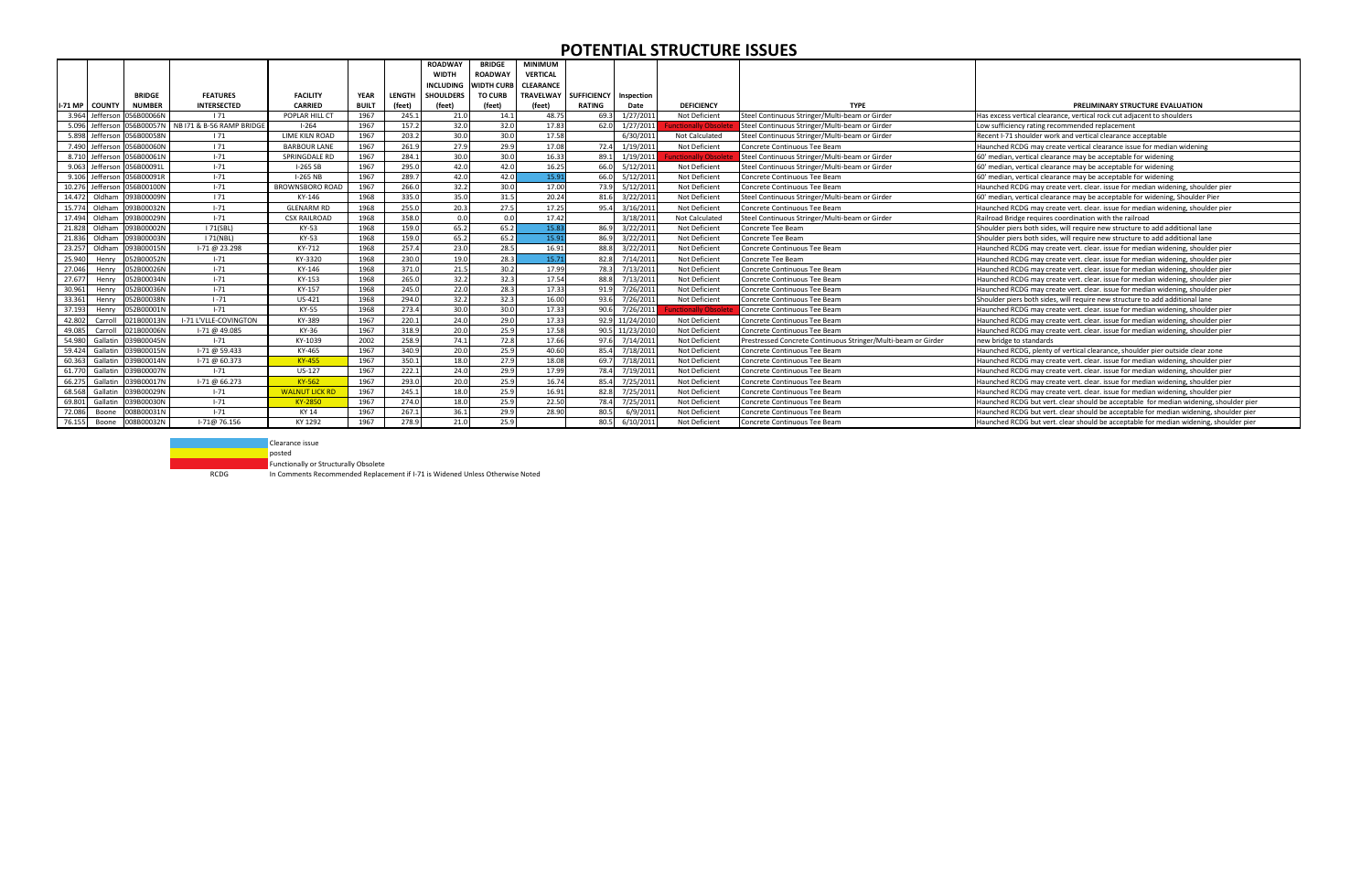# POTENTIAL STRUCTURE ISSUES

| I-71 MP | COUNTY | BRIDGE NUMBER | FEATURES INTERSECTED | FACILITY CARRIED | YEAR BUILT | LENGTH (feet) | ROADWAY WIDTH INCLUDING SHOULDERS (feet) | BRIDGE ROADWAY WIDTH CURB TO CURB (feet) | MINIMUM VERTICAL CLEARANCE TRAVELWAY (feet) | SUFFICIENCY RATING | Inspection Date | DEFICIENCY | TYPE | PRELIMINARY STRUCTURE EVALUATION |
|---|---|---|---|---|---|---|---|---|---|---|---|---|---|---|
| 3.964 | Jefferson | 056B00066N | I 71 | POPLAR HILL CT | 1967 | 245.1 | 21.0 | 14.1 | 48.75 | 69.3 | 1/27/2011 | Not Deficient | Steel Continuous Stringer/Multi-beam or Girder | Has excess vertical clearance, vertical rock cut adjacent to shoulders |
| 5.096 | Jefferson | 056B00057N | NB I71 & B-56 RAMP BRIDGE | I-264 | 1967 | 157.2 | 32.0 | 32.0 | 17.83 | 62.0 | 1/27/2011 | Functionally Obsolete | Steel Continuous Stringer/Multi-beam or Girder | Low sufficiency rating recommended replacement |
| 5.898 | Jefferson | 056B00058N | I 71 | LIME KILN ROAD | 1967 | 203.2 | 30.0 | 30.0 | 17.58 | | 6/30/2011 | Not Calculated | Steel Continuous Stringer/Multi-beam or Girder | Recent I-71 shoulder work and vertical clearance acceptable |
| 7.490 | Jefferson | 056B00060N | I 71 | BARBOUR LANE | 1967 | 261.9 | 27.9 | 29.9 | 17.08 | 72.4 | 1/19/2011 | Not Deficient | Concrete Continuous Tee Beam | Haunched RCDG may create vertical clearance issue for median widening |
| 8.710 | Jefferson | 056B00061N | I-71 | SPRINGDALE RD | 1967 | 284.1 | 30.0 | 30.0 | 16.33 | 89.1 | 1/19/2011 | Functionally Obsolete | Steel Continuous Stringer/Multi-beam or Girder | 60' median, vertical clearance may be acceptable for widening |
| 9.063 | Jefferson | 056B00091L | I-71 | I-265 SB | 1967 | 295.0 | 42.0 | 42.0 | 16.25 | 66.0 | 5/12/2011 | Not Deficient | Steel Continuous Stringer/Multi-beam or Girder | 60' median, vertical clearance may be acceptable for widening |
| 9.106 | Jefferson | 056B00091R | I-71 | I-265 NB | 1967 | 289.7 | 42.0 | 42.0 | 15.91 | 66.0 | 5/12/2011 | Not Deficient | Concrete Continuous Tee Beam | 60' median, vertical clearance may be acceptable for widening |
| 10.276 | Jefferson | 056B00100N | I-71 | BROWNSBORO ROAD | 1967 | 266.0 | 32.2 | 30.0 | 17.00 | 73.9 | 5/12/2011 | Not Deficient | Concrete Continuous Tee Beam | Haunched RCDG may create vert. clear. issue for median widening, shoulder pier |
| 14.472 | Oldham | 093B00009N | I 71 | KY-146 | 1968 | 335.0 | 35.0 | 31.5 | 20.24 | 81.6 | 3/22/2011 | Not Deficient | Steel Continuous Stringer/Multi-beam or Girder | 60' median, vertical clearance may be acceptable for widening, Shoulder Pier |
| 15.774 | Oldham | 093B00032N | I-71 | GLENARM RD | 1968 | 255.0 | 20.3 | 27.5 | 17.25 | 95.4 | 3/16/2011 | Not Deficient | Concrete Continuous Tee Beam | Haunched RCDG may create vert. clear. issue for median widening, shoulder pier |
| 17.494 | Oldham | 093B00029N | I-71 | CSX RAILROAD | 1968 | 358.0 | 0.0 | 0.0 | 17.42 | | 3/18/2011 | Not Calculated | Steel Continuous Stringer/Multi-beam or Girder | Railroad Bridge requires coordination with the railroad |
| 21.828 | Oldham | 093B00002N | I 71(SBL) | KY-53 | 1968 | 159.0 | 65.2 | 65.2 | 15.83 | 86.9 | 3/22/2011 | Not Deficient | Concrete Tee Beam | Shoulder piers both sides, will require new structure to add additional lane |
| 21.836 | Oldham | 093B00003N | I 71(NBL) | KY-53 | 1968 | 159.0 | 65.2 | 65.2 | 15.91 | 86.9 | 3/22/2011 | Not Deficient | Concrete Tee Beam | Shoulder piers both sides, will require new structure to add additional lane |
| 23.257 | Oldham | 093B00015N | I-71 @ 23.298 | KY-712 | 1968 | 257.4 | 23.0 | 28.5 | 16.91 | 88.8 | 3/22/2011 | Not Deficient | Concrete Continuous Tee Beam | Haunched RCDG may create vert. clear. issue for median widening, shoulder pier |
| 25.940 | Henry | 052B00052N | I-71 | KY-3320 | 1968 | 230.0 | 19.0 | 28.3 | 15.71 | 82.8 | 7/14/2011 | Not Deficient | Concrete Tee Beam | Haunched RCDG may create vert. clear. issue for median widening, shoulder pier |
| 27.046 | Henry | 052B00026N | I-71 | KY-146 | 1968 | 371.0 | 21.5 | 30.2 | 17.99 | 78.3 | 7/13/2011 | Not Deficient | Concrete Continuous Tee Beam | Haunched RCDG may create vert. clear. issue for median widening, shoulder pier |
| 27.677 | Henry | 052B00034N | I-71 | KY-153 | 1968 | 265.0 | 32.2 | 32.3 | 17.54 | 88.8 | 7/13/2011 | Not Deficient | Concrete Continuous Tee Beam | Haunched RCDG may create vert. clear. issue for median widening, shoulder pier |
| 30.961 | Henry | 052B00036N | I-71 | KY-157 | 1968 | 245.0 | 22.0 | 28.3 | 17.33 | 91.9 | 7/26/2011 | Not Deficient | Concrete Continuous Tee Beam | Haunched RCDG may create vert. clear. issue for median widening, shoulder pier |
| 33.361 | Henry | 052B00038N | I -71 | US-421 | 1968 | 294.0 | 32.2 | 32.3 | 16.00 | 93.6 | 7/26/2011 | Not Deficient | Concrete Continuous Tee Beam | Shoulder piers both sides, will require new structure to add additional lane |
| 37.193 | Henry | 052B00001N | I-71 | KY-55 | 1968 | 273.4 | 30.0 | 30.0 | 17.33 | 90.6 | 7/26/2011 | Functionally Obsolete | Concrete Continuous Tee Beam | Haunched RCDG may create vert. clear. issue for median widening, shoulder pier |
| 42.802 | Carroll | 021B00013N | I-71 L'VLLE-COVINGTON | KY-389 | 1967 | 220.1 | 24.0 | 29.0 | 17.33 | 92.9 | 11/24/2010 | Not Deficient | Concrete Continuous Tee Beam | Haunched RCDG may create vert. clear. issue for median widening, shoulder pier |
| 49.085 | Carroll | 021B00006N | I-71 @ 49.085 | KY-36 | 1967 | 318.9 | 20.0 | 25.9 | 17.58 | 90.5 | 11/23/2010 | Not Deficient | Concrete Continuous Tee Beam | Haunched RCDG may create vert. clear. issue for median widening, shoulder pier |
| 54.980 | Gallatin | 039B00045N | I-71 | KY-1039 | 2002 | 258.9 | 74.1 | 72.8 | 17.66 | 97.6 | 7/14/2011 | Not Deficient | Prestressed Concrete Continuous Stringer/Multi-beam or Girder | new bridge to standards |
| 59.424 | Gallatin | 039B00015N | I-71 @ 59.433 | KY-465 | 1967 | 340.9 | 20.0 | 25.9 | 40.60 | 85.4 | 7/18/2011 | Not Deficient | Concrete Continuous Tee Beam | Haunched RCDG, plenty of vertical clearance, shoulder pier outside clear zone |
| 60.363 | Gallatin | 039B00014N | I-71 @ 60.373 | KY-455 | 1967 | 350.1 | 18.0 | 27.9 | 18.08 | 69.7 | 7/18/2011 | Not Deficient | Concrete Continuous Tee Beam | Haunched RCDG may create vert. clear. issue for median widening, shoulder pier |
| 61.770 | Gallatin | 039B00007N | I-71 | US-127 | 1967 | 222.1 | 24.0 | 29.9 | 17.99 | 78.4 | 7/19/2011 | Not Deficient | Concrete Continuous Tee Beam | Haunched RCDG may create vert. clear. issue for median widening, shoulder pier |
| 66.275 | Gallatin | 039B00017N | I-71 @ 66.273 | KY-562 | 1967 | 293.0 | 20.0 | 25.9 | 16.74 | 85.4 | 7/25/2011 | Not Deficient | Concrete Continuous Tee Beam | Haunched RCDG may create vert. clear. issue for median widening, shoulder pier |
| 68.568 | Gallatin | 039B00029N | I-71 | WALNUT LICK RD | 1967 | 245.1 | 18.0 | 25.9 | 16.91 | 82.8 | 7/25/2011 | Not Deficient | Concrete Continuous Tee Beam | Haunched RCDG may create vert. clear. issue for median widening, shoulder pier |
| 69.801 | Gallatin | 039B00030N | I-71 | KY-2850 | 1967 | 274.0 | 18.0 | 25.9 | 22.50 | 78.4 | 7/25/2011 | Not Deficient | Concrete Continuous Tee Beam | Haunched RCDG but vert. clear should be acceptable for median widening, shoulder pier |
| 72.086 | Boone | 008B00031N | I-71 | KY 14 | 1967 | 267.1 | 36.1 | 29.9 | 28.90 | 80.5 | 6/9/2011 | Not Deficient | Concrete Continuous Tee Beam | Haunched RCDG but vert. clear should be acceptable for median widening, shoulder pier |
| 76.155 | Boone | 008B00032N | I-71@ 76.156 | KY 1292 | 1967 | 278.9 | 21.0 | 25.9 | | 80.5 | 6/10/2011 | Not Deficient | Concrete Continuous Tee Beam | Haunched RCDG but vert. clear should be acceptable for median widening, shoulder pier |

Legend:
- Clearance issue (blue)
- posted (yellow)
- Functionally or Structurally Obsolete (red)
- RCDG: In Comments Recommended Replacement if I-71 is Widened Unless Otherwise Noted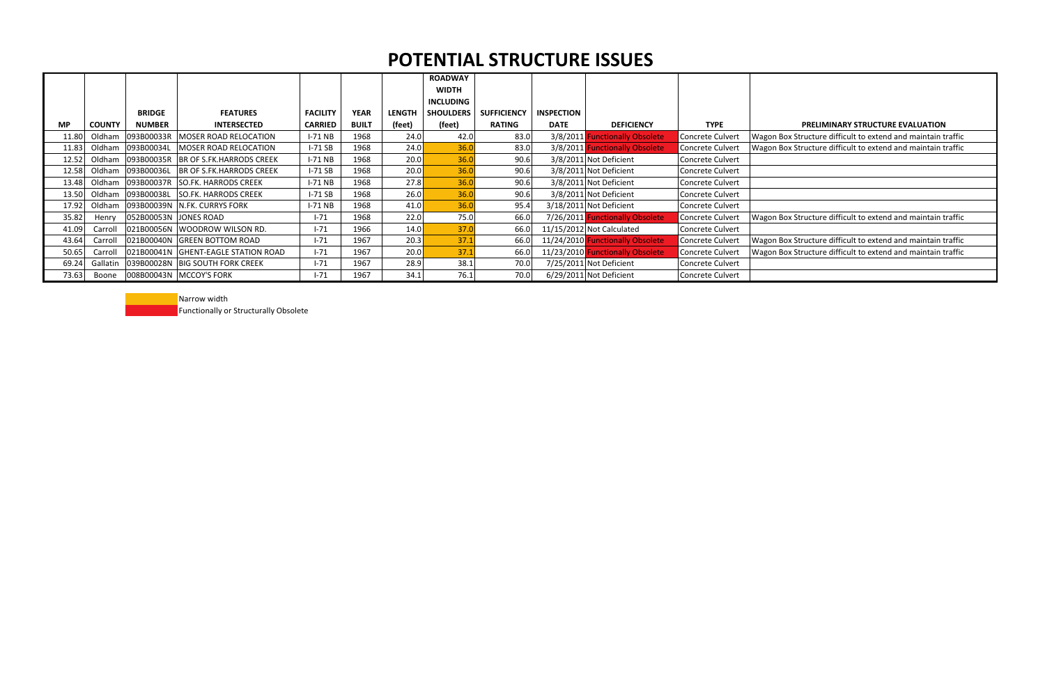# POTENTIAL STRUCTURE ISSUES

| MP | COUNTY | BRIDGE NUMBER | FEATURES INTERSECTED | FACILITY CARRIED | YEAR BUILT | LENGTH (feet) | ROADWAY WIDTH INCLUDING SHOULDERS (feet) | SUFFICIENCY RATING | INSPECTION DATE | DEFICIENCY | TYPE | PRELIMINARY STRUCTURE EVALUATION |
|---|---|---|---|---|---|---|---|---|---|---|---|---|
| 11.80 | Oldham | 093B00033R | MOSER ROAD RELOCATION | I-71 NB | 1968 | 24.0 | 42.0 | 83.0 | 3/8/2011 | Functionally Obsolete | Concrete Culvert | Wagon Box Structure difficult to extend and maintain traffic |
| 11.83 | Oldham | 093B00034L | MOSER ROAD RELOCATION | I-71 SB | 1968 | 24.0 | 36.0 | 83.0 | 3/8/2011 | Functionally Obsolete | Concrete Culvert | Wagon Box Structure difficult to extend and maintain traffic |
| 12.52 | Oldham | 093B00035R | BR OF S.FK.HARRODS CREEK | I-71 NB | 1968 | 20.0 | 36.0 | 90.6 | 3/8/2011 | Not Deficient | Concrete Culvert | |
| 12.58 | Oldham | 093B00036L | BR OF S.FK.HARRODS CREEK | I-71 SB | 1968 | 20.0 | 36.0 | 90.6 | 3/8/2011 | Not Deficient | Concrete Culvert | |
| 13.48 | Oldham | 093B00037R | SO.FK. HARRODS CREEK | I-71 NB | 1968 | 27.8 | 36.0 | 90.6 | 3/8/2011 | Not Deficient | Concrete Culvert | |
| 13.50 | Oldham | 093B00038L | SO.FK. HARRODS CREEK | I-71 SB | 1968 | 26.0 | 36.0 | 90.6 | 3/8/2011 | Not Deficient | Concrete Culvert | |
| 17.92 | Oldham | 093B00039N | N.FK. CURRYS FORK | I-71 NB | 1968 | 41.0 | 36.0 | 95.4 | 3/18/2011 | Not Deficient | Concrete Culvert | |
| 35.82 | Henry | 052B00053N | JONES ROAD | I-71 | 1968 | 22.0 | 75.0 | 66.0 | 7/26/2011 | Functionally Obsolete | Concrete Culvert | Wagon Box Structure difficult to extend and maintain traffic |
| 41.09 | Carroll | 021B00056N | WOODROW WILSON RD. | I-71 | 1966 | 14.0 | 37.0 | 66.0 | 11/15/2012 | Not Calculated | Concrete Culvert | |
| 43.64 | Carroll | 021B00040N | GREEN BOTTOM ROAD | I-71 | 1967 | 20.3 | 37.1 | 66.0 | 11/24/2010 | Functionally Obsolete | Concrete Culvert | Wagon Box Structure difficult to extend and maintain traffic |
| 50.65 | Carroll | 021B00041N | GHENT-EAGLE STATION ROAD | I-71 | 1967 | 20.0 | 37.1 | 66.0 | 11/23/2010 | Functionally Obsolete | Concrete Culvert | Wagon Box Structure difficult to extend and maintain traffic |
| 69.24 | Gallatin | 039B00028N | BIG SOUTH FORK CREEK | I-71 | 1967 | 28.9 | 38.1 | 70.0 | 7/25/2011 | Not Deficient | Concrete Culvert | |
| 73.63 | Boone | 008B00043N | MCCOY'S FORK | I-71 | 1967 | 34.1 | 76.1 | 70.0 | 6/29/2011 | Not Deficient | Concrete Culvert | |

Narrow width

Functionally or Structurally Obsolete